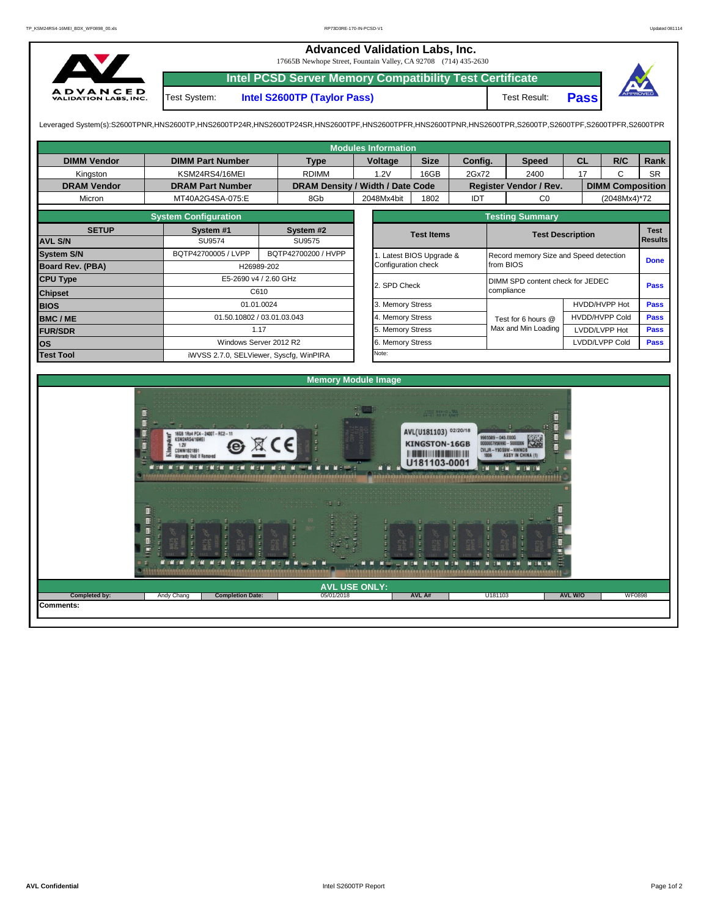# Advanced Validation Labs, Inc.

17665B Newhope Street, Fountain Valley, CA 92708 (714) 435-2630

## Intel PCSD Server Memory Compatibility Test Certificate

Test System: **Intel S2600TP (Taylor Pass)** Test Result: **Pass**

Leveraged System(s):S2600TPNR,HNS2600TP,HNS2600TP24R,HNS2600TP24SR,HNS2600TPF,HNS2600TPFR,HNS2600TPNR,HNS2600TPR,S2600TP,S2600TPF,S2600TPFR,S2600TPR

**Modules Information**

| DIMM Vendor | DIMM Part Number | Type | Voltage | Size | Config. | Speed | CL | R/C | Rank |
|---|---|---|---|---|---|---|---|---|---|
| Kingston | KSM24RS4/16MEI | RDIMM | 1.2V | 16GB | 2Gx72 | 2400 | 17 | C | SR |
| **DRAM Vendor** | **DRAM Part Number** | **DRAM Density / Width / Date Code** | | | **Register Vendor / Rev.** | | **DIMM Composition** | | |
| Micron | MT40A2G4SA-075:E | 8Gb | 2048Mx4bit | 1802 | IDT | C0 | (2048Mx4)*72 | | |

**System Configuration**

| SETUP | System #1 | System #2 |
|---|---|---|
| AVL S/N | SU9574 | SU9575 |
| System S/N | BQTP42700005 / LVPP | BQTP42700200 / HVPP |
| Board Rev. (PBA) | H26989-202 | |
| CPU Type | E5-2690 v4 / 2.60 GHz | |
| Chipset | C610 | |
| BIOS | 01.01.0024 | |
| BMC / ME | 01.50.10802 / 03.01.03.043 | |
| FUR/SDR | 1.17 | |
| OS | Windows Server 2012 R2 | |
| Test Tool | iWVSS 2.7.0, SELViewer, Syscfg, WinPIRA | |

**Testing Summary**

| Test Items | Test Description | | Test Results |
|---|---|---|---|
| 1. Latest BIOS Upgrade & Configuration check | Record memory Size and Speed detection from BIOS | | Done |
| 2. SPD Check | DIMM SPD content check for JEDEC compliance | | Pass |
| 3. Memory Stress | Test for 6 hours @ Max and Min Loading | HVDD/HVPP Hot | Pass |
| 4. Memory Stress | | HVDD/HVPP Cold | Pass |
| 5. Memory Stress | | LVDD/LVPP Hot | Pass |
| 6. Memory Stress | | LVDD/LVPP Cold | Pass |
| Note: | | | |

**Memory Module Image**

**AVL USE ONLY:**

| Completed by: | Andy Chang | Completion Date: | 05/01/2018 | AVL A# | U181103 | AVL W/O | WF0898 |
|---|---|---|---|---|---|---|---|

**Comments:**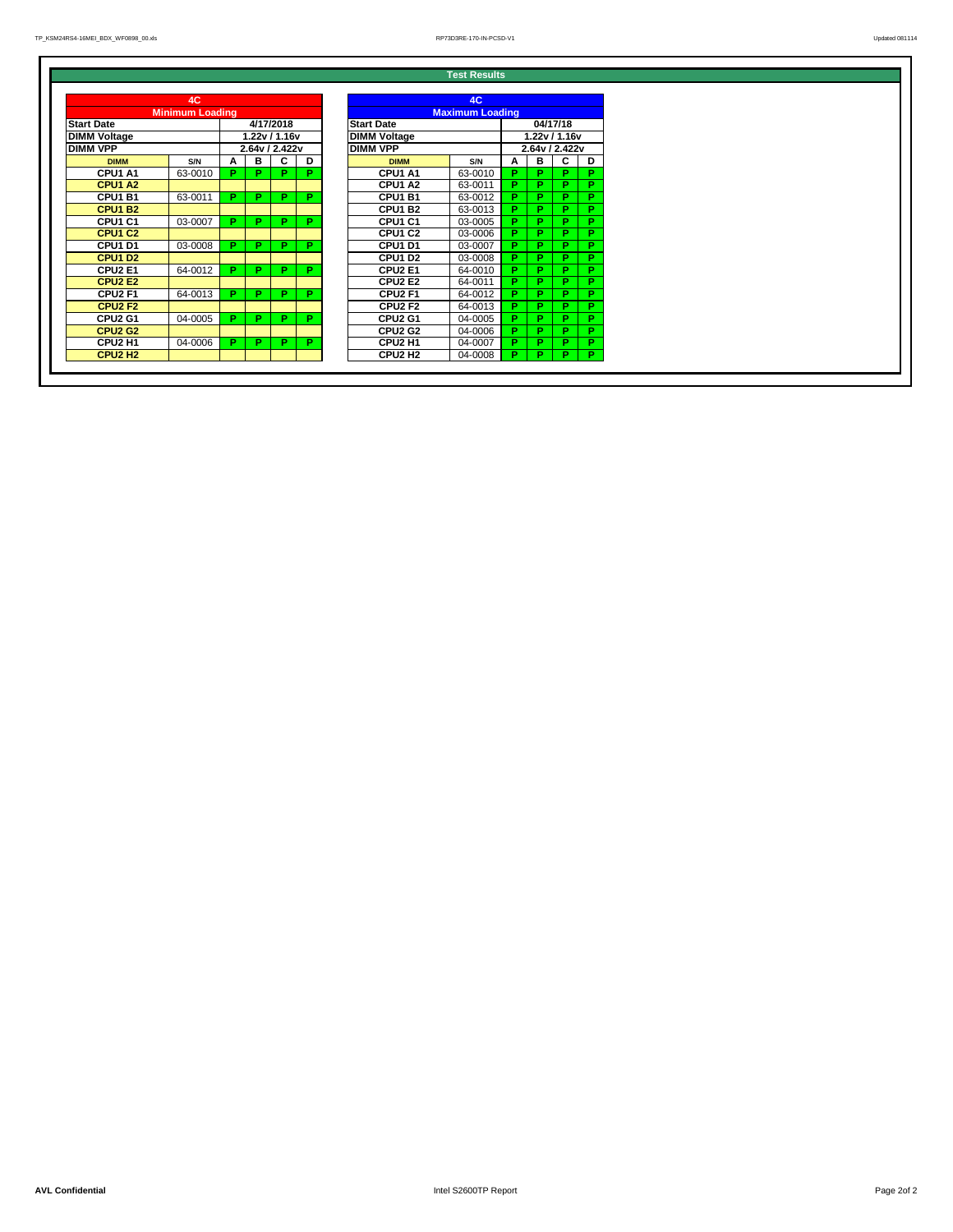## Test Results

| 4C Minimum Loading | | | | | |
|---|---|---|---|---|---|
| Start Date | | 4/17/2018 | | | |
| DIMM Voltage | | 1.22v / 1.16v | | | |
| DIMM VPP | | 2.64v / 2.422v | | | |
| DIMM | S/N | A | B | C | D |
| CPU1 A1 | 63-0010 | P | P | P | P |
| CPU1 A2 | | | | | |
| CPU1 B1 | 63-0011 | P | P | P | P |
| CPU1 B2 | | | | | |
| CPU1 C1 | 03-0007 | P | P | P | P |
| CPU1 C2 | | | | | |
| CPU1 D1 | 03-0008 | P | P | P | P |
| CPU1 D2 | | | | | |
| CPU2 E1 | 64-0012 | P | P | P | P |
| CPU2 E2 | | | | | |
| CPU2 F1 | 64-0013 | P | P | P | P |
| CPU2 F2 | | | | | |
| CPU2 G1 | 04-0005 | P | P | P | P |
| CPU2 G2 | | | | | |
| CPU2 H1 | 04-0006 | P | P | P | P |
| CPU2 H2 | | | | | |

| 4C Maximum Loading | | | | | |
|---|---|---|---|---|---|
| Start Date | | 04/17/18 | | | |
| DIMM Voltage | | 1.22v / 1.16v | | | |
| DIMM VPP | | 2.64v / 2.422v | | | |
| DIMM | S/N | A | B | C | D |
| CPU1 A1 | 63-0010 | P | P | P | P |
| CPU1 A2 | 63-0011 | P | P | P | P |
| CPU1 B1 | 63-0012 | P | P | P | P |
| CPU1 B2 | 63-0013 | P | P | P | P |
| CPU1 C1 | 03-0005 | P | P | P | P |
| CPU1 C2 | 03-0006 | P | P | P | P |
| CPU1 D1 | 03-0007 | P | P | P | P |
| CPU1 D2 | 03-0008 | P | P | P | P |
| CPU2 E1 | 64-0010 | P | P | P | P |
| CPU2 E2 | 64-0011 | P | P | P | P |
| CPU2 F1 | 64-0012 | P | P | P | P |
| CPU2 F2 | 64-0013 | P | P | P | P |
| CPU2 G1 | 04-0005 | P | P | P | P |
| CPU2 G2 | 04-0006 | P | P | P | P |
| CPU2 H1 | 04-0007 | P | P | P | P |
| CPU2 H2 | 04-0008 | P | P | P | P |